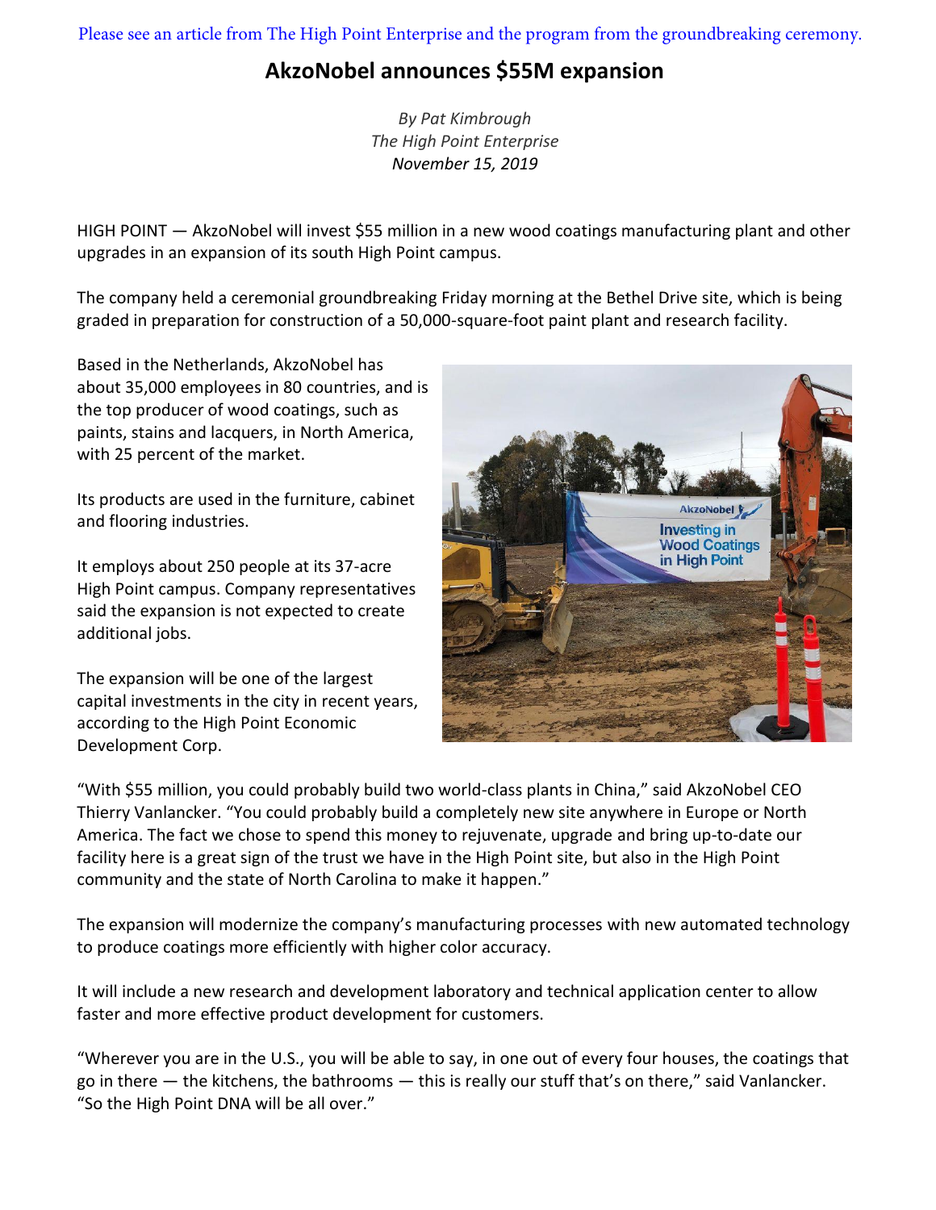Please see an article from The High Point Enterprise and the program from the groundbreaking ceremony.

# AkzoNobel announces $55M expansion

*By Pat Kimbrough*
*The High Point Enterprise*
*November 15, 2019*

HIGH POINT — AkzoNobel will invest $55 million in a new wood coatings manufacturing plant and other upgrades in an expansion of its south High Point campus.

The company held a ceremonial groundbreaking Friday morning at the Bethel Drive site, which is being graded in preparation for construction of a 50,000-square-foot paint plant and research facility.

Based in the Netherlands, AkzoNobel has about 35,000 employees in 80 countries, and is the top producer of wood coatings, such as paints, stains and lacquers, in North America, with 25 percent of the market.

Its products are used in the furniture, cabinet and flooring industries.

It employs about 250 people at its 37-acre High Point campus. Company representatives said the expansion is not expected to create additional jobs.

The expansion will be one of the largest capital investments in the city in recent years, according to the High Point Economic Development Corp.

"With $55 million, you could probably build two world-class plants in China," said AkzoNobel CEO Thierry Vanlancker. "You could probably build a completely new site anywhere in Europe or North America. The fact we chose to spend this money to rejuvenate, upgrade and bring up-to-date our facility here is a great sign of the trust we have in the High Point site, but also in the High Point community and the state of North Carolina to make it happen."

The expansion will modernize the company's manufacturing processes with new automated technology to produce coatings more efficiently with higher color accuracy.

It will include a new research and development laboratory and technical application center to allow faster and more effective product development for customers.

"Wherever you are in the U.S., you will be able to say, in one out of every four houses, the coatings that go in there — the kitchens, the bathrooms — this is really our stuff that's on there," said Vanlancker. "So the High Point DNA will be all over."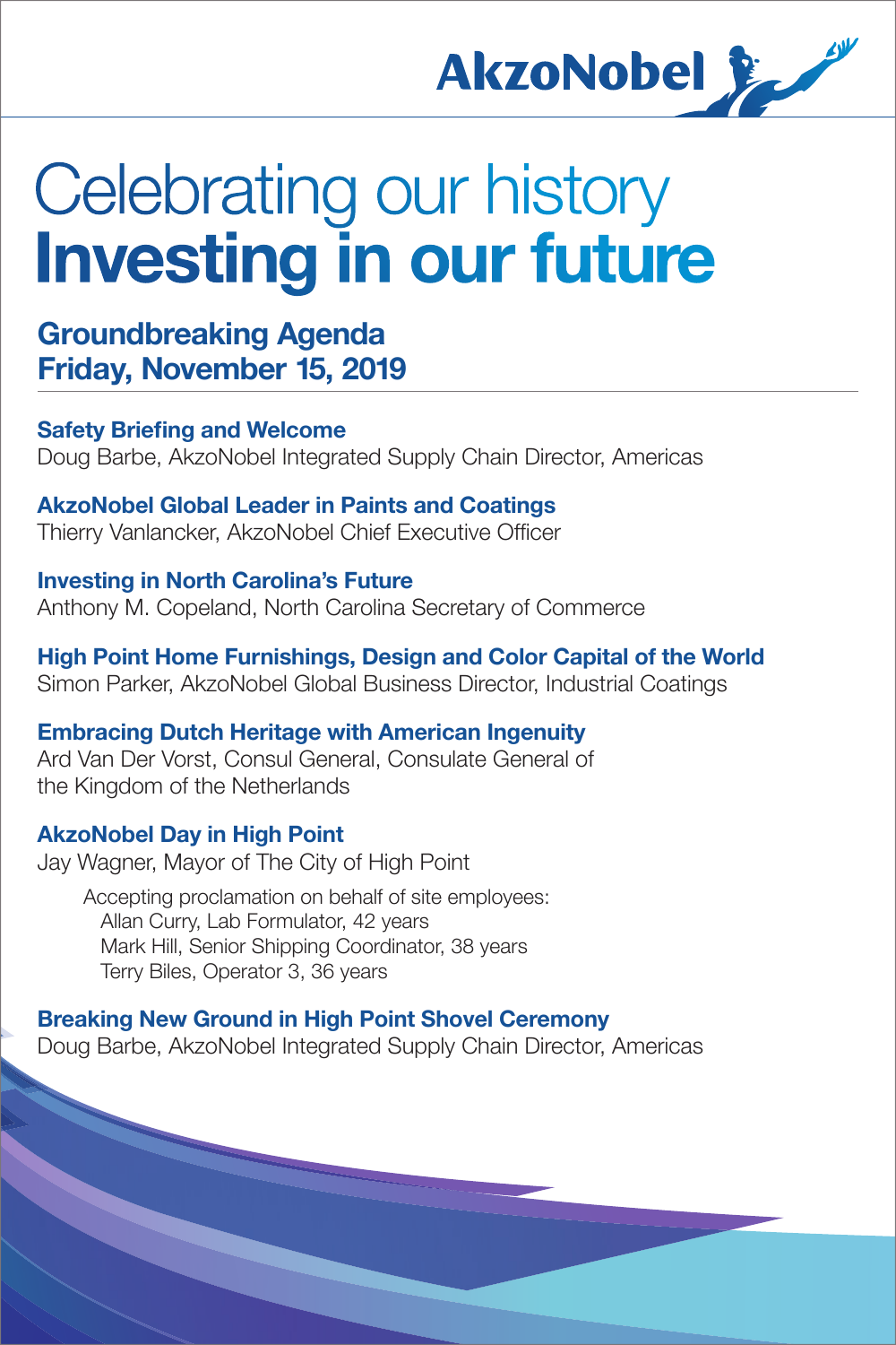AkzoNobel

# Celebrating our history
# **Investing in our future**

## Groundbreaking Agenda
## Friday, November 15, 2019

**Safety Briefing and Welcome**
Doug Barbe, AkzoNobel Integrated Supply Chain Director, Americas

**AkzoNobel Global Leader in Paints and Coatings**
Thierry Vanlancker, AkzoNobel Chief Executive Officer

**Investing in North Carolina's Future**
Anthony M. Copeland, North Carolina Secretary of Commerce

**High Point Home Furnishings, Design and Color Capital of the World**
Simon Parker, AkzoNobel Global Business Director, Industrial Coatings

**Embracing Dutch Heritage with American Ingenuity**
Ard Van Der Vorst, Consul General, Consulate General of the Kingdom of the Netherlands

**AkzoNobel Day in High Point**
Jay Wagner, Mayor of The City of High Point

Accepting proclamation on behalf of site employees:
Allan Curry, Lab Formulator, 42 years
Mark Hill, Senior Shipping Coordinator, 38 years
Terry Biles, Operator 3, 36 years

**Breaking New Ground in High Point Shovel Ceremony**
Doug Barbe, AkzoNobel Integrated Supply Chain Director, Americas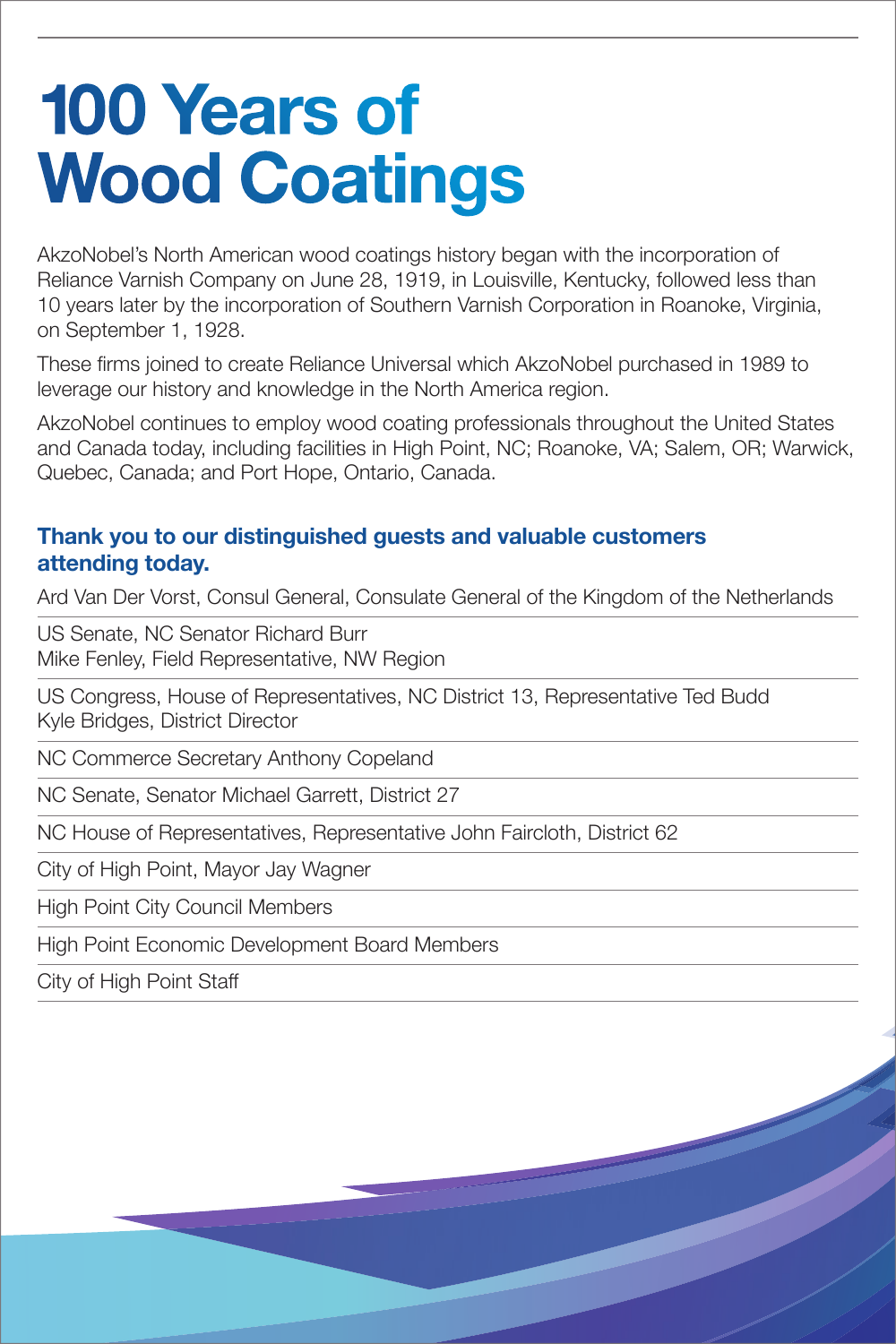# 100 Years of Wood Coatings

AkzoNobel's North American wood coatings history began with the incorporation of Reliance Varnish Company on June 28, 1919, in Louisville, Kentucky, followed less than 10 years later by the incorporation of Southern Varnish Corporation in Roanoke, Virginia, on September 1, 1928.

These firms joined to create Reliance Universal which AkzoNobel purchased in 1989 to leverage our history and knowledge in the North America region.

AkzoNobel continues to employ wood coating professionals throughout the United States and Canada today, including facilities in High Point, NC; Roanoke, VA; Salem, OR; Warwick, Quebec, Canada; and Port Hope, Ontario, Canada.

### Thank you to our distinguished guests and valuable customers attending today.

Ard Van Der Vorst, Consul General, Consulate General of the Kingdom of the Netherlands

US Senate, NC Senator Richard Burr
Mike Fenley, Field Representative, NW Region

US Congress, House of Representatives, NC District 13, Representative Ted Budd
Kyle Bridges, District Director

NC Commerce Secretary Anthony Copeland

NC Senate, Senator Michael Garrett, District 27

NC House of Representatives, Representative John Faircloth, District 62

City of High Point, Mayor Jay Wagner

High Point City Council Members

High Point Economic Development Board Members

City of High Point Staff